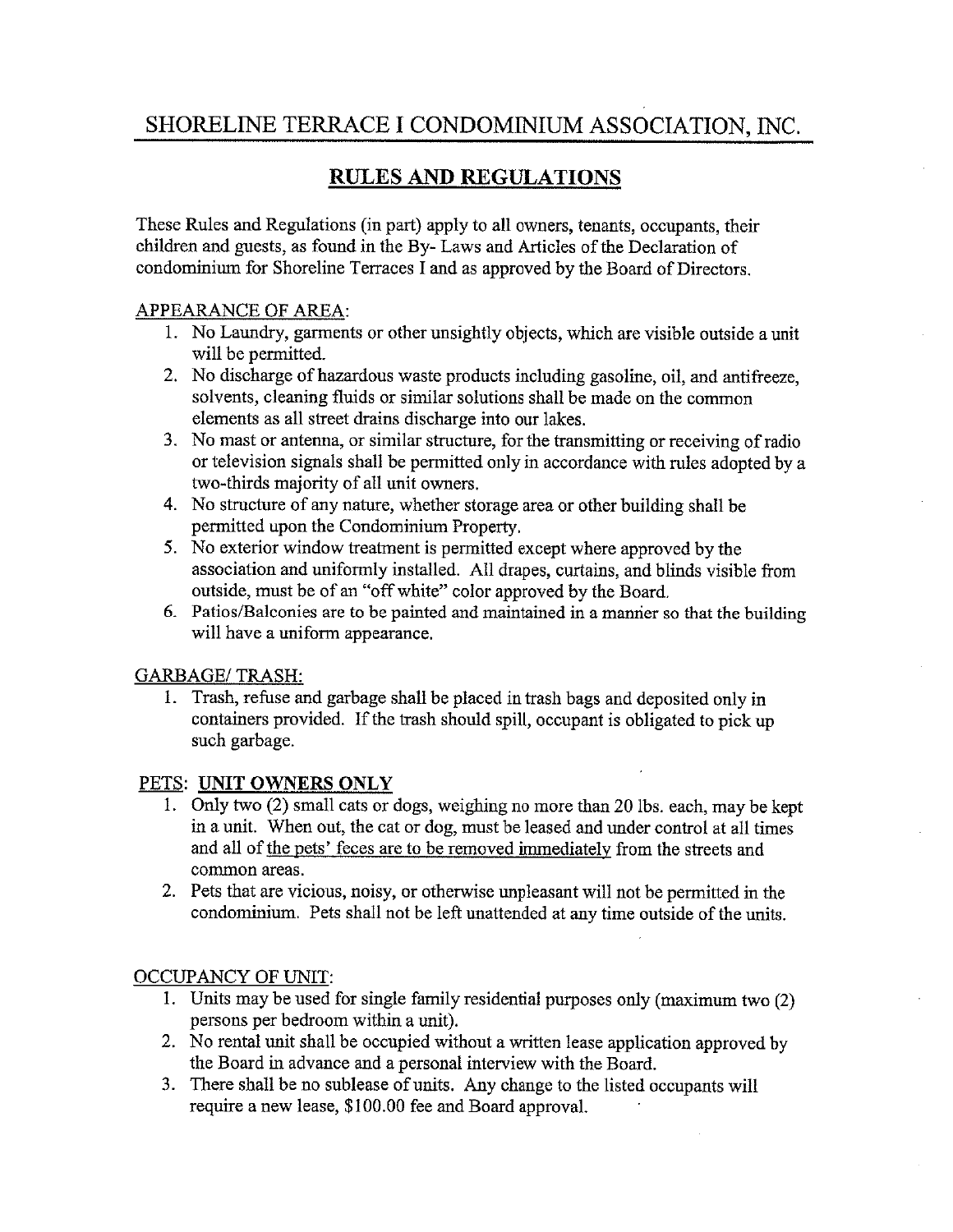# SHORELINE TERRACE I CONDOMINIUM ASSOCIATION, INC.

## RULES AND REGULATIONS

These Rules and Regulations (in part) apply to all owners, tenants, occupants, their children and guests, as found in the By- Laws and Articles of the Declaration of condominium for Shoreline Terraces I and as approved by the Board of Directors.

APPEARANCE OF AREA:

1. No Laundry, garments or other unsightly objects, which are visible outside a unit will be permitted.
2. No discharge of hazardous waste products including gasoline, oil, and antifreeze, solvents, cleaning fluids or similar solutions shall be made on the common elements as all street drains discharge into our lakes.
3. No mast or antenna, or similar structure, for the transmitting or receiving of radio or television signals shall be permitted only in accordance with rules adopted by a two-thirds majority of all unit owners.
4. No structure of any nature, whether storage area or other building shall be permitted upon the Condominium Property.
5. No exterior window treatment is permitted except where approved by the association and uniformly installed. All drapes, curtains, and blinds visible from outside, must be of an "off white" color approved by the Board.
6. Patios/Balconies are to be painted and maintained in a manner so that the building will have a uniform appearance.

GARBAGE/ TRASH:

1. Trash, refuse and garbage shall be placed in trash bags and deposited only in containers provided. If the trash should spill, occupant is obligated to pick up such garbage.

PETS: **UNIT OWNERS ONLY**

1. Only two (2) small cats or dogs, weighing no more than 20 lbs. each, may be kept in a unit. When out, the cat or dog, must be leased and under control at all times and all of the pets' feces are to be removed immediately from the streets and common areas.
2. Pets that are vicious, noisy, or otherwise unpleasant will not be permitted in the condominium. Pets shall not be left unattended at any time outside of the units.

OCCUPANCY OF UNIT:

1. Units may be used for single family residential purposes only (maximum two (2) persons per bedroom within a unit).
2. No rental unit shall be occupied without a written lease application approved by the Board in advance and a personal interview with the Board.
3. There shall be no sublease of units. Any change to the listed occupants will require a new lease, $100.00 fee and Board approval.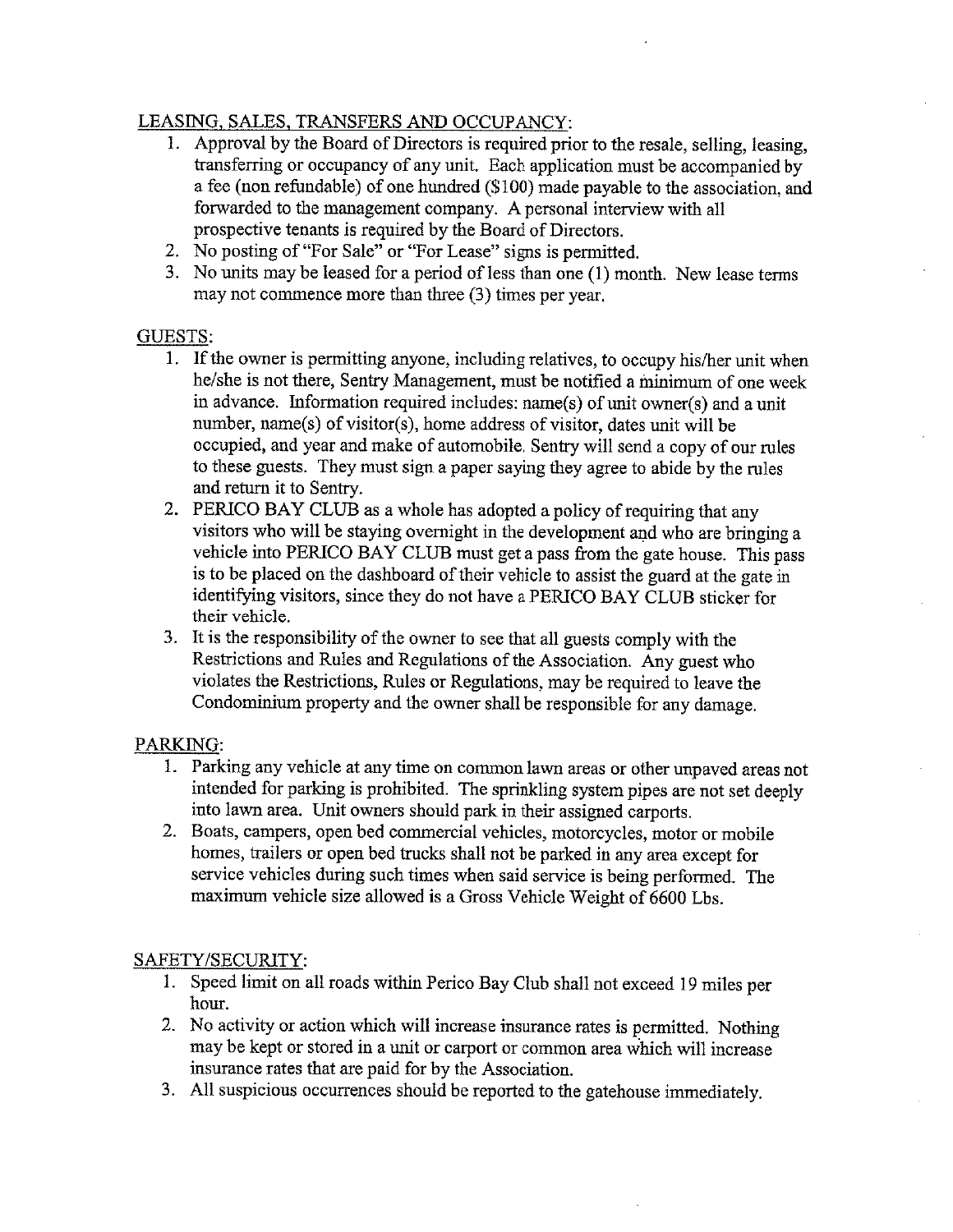LEASING, SALES, TRANSFERS AND OCCUPANCY:

1. Approval by the Board of Directors is required prior to the resale, selling, leasing, transferring or occupancy of any unit. Each application must be accompanied by a fee (non refundable) of one hundred ($100) made payable to the association, and forwarded to the management company. A personal interview with all prospective tenants is required by the Board of Directors.
2. No posting of "For Sale" or "For Lease" signs is permitted.
3. No units may be leased for a period of less than one (1) month. New lease terms may not commence more than three (3) times per year.

GUESTS:

1. If the owner is permitting anyone, including relatives, to occupy his/her unit when he/she is not there, Sentry Management, must be notified a minimum of one week in advance. Information required includes: name(s) of unit owner(s) and a unit number, name(s) of visitor(s), home address of visitor, dates unit will be occupied, and year and make of automobile. Sentry will send a copy of our rules to these guests. They must sign a paper saying they agree to abide by the rules and return it to Sentry.
2. PERICO BAY CLUB as a whole has adopted a policy of requiring that any visitors who will be staying overnight in the development and who are bringing a vehicle into PERICO BAY CLUB must get a pass from the gate house. This pass is to be placed on the dashboard of their vehicle to assist the guard at the gate in identifying visitors, since they do not have a PERICO BAY CLUB sticker for their vehicle.
3. It is the responsibility of the owner to see that all guests comply with the Restrictions and Rules and Regulations of the Association. Any guest who violates the Restrictions, Rules or Regulations, may be required to leave the Condominium property and the owner shall be responsible for any damage.

PARKING:

1. Parking any vehicle at any time on common lawn areas or other unpaved areas not intended for parking is prohibited. The sprinkling system pipes are not set deeply into lawn area. Unit owners should park in their assigned carports.
2. Boats, campers, open bed commercial vehicles, motorcycles, motor or mobile homes, trailers or open bed trucks shall not be parked in any area except for service vehicles during such times when said service is being performed. The maximum vehicle size allowed is a Gross Vehicle Weight of 6600 Lbs.

SAFETY/SECURITY:

1. Speed limit on all roads within Perico Bay Club shall not exceed 19 miles per hour.
2. No activity or action which will increase insurance rates is permitted. Nothing may be kept or stored in a unit or carport or common area which will increase insurance rates that are paid for by the Association.
3. All suspicious occurrences should be reported to the gatehouse immediately.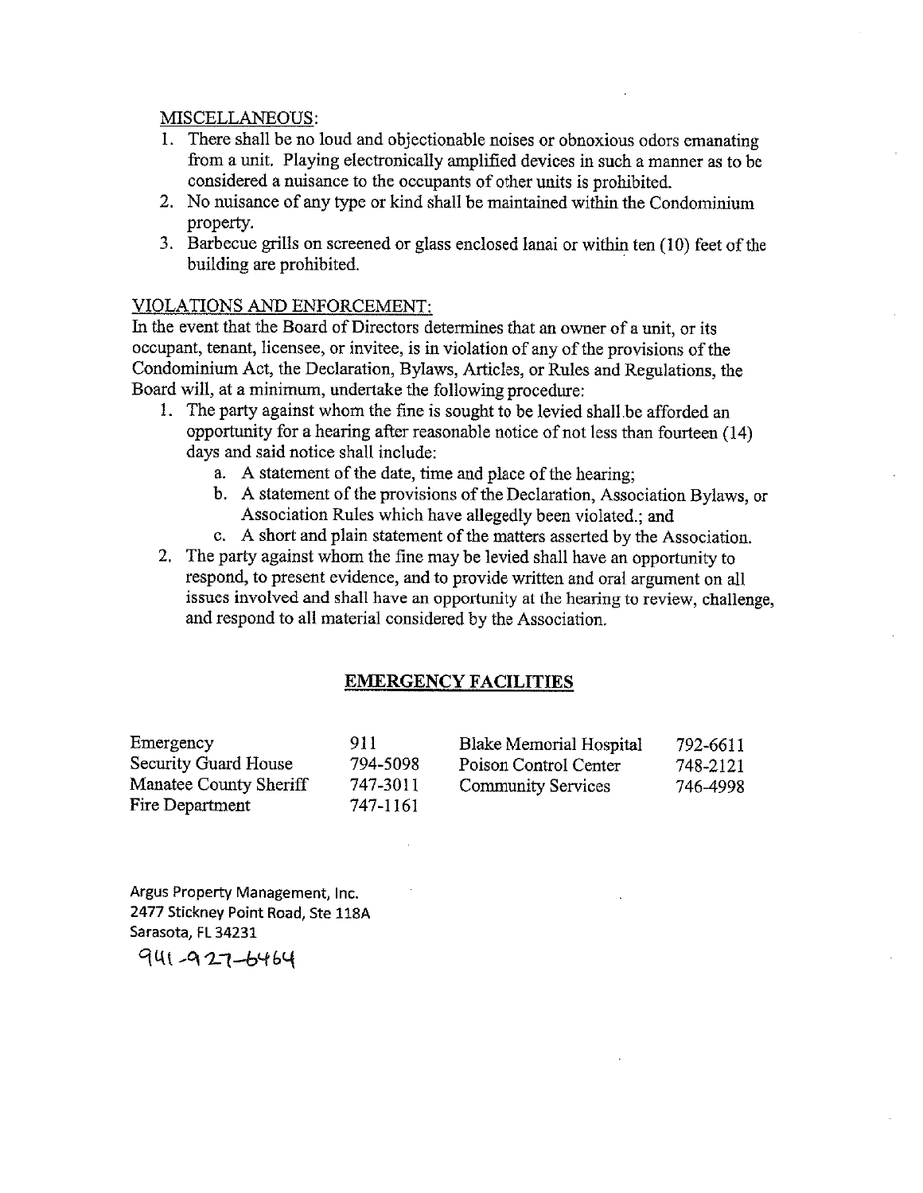MISCELLANEOUS:

1. There shall be no loud and objectionable noises or obnoxious odors emanating from a unit. Playing electronically amplified devices in such a manner as to be considered a nuisance to the occupants of other units is prohibited.
2. No nuisance of any type or kind shall be maintained within the Condominium property.
3. Barbecue grills on screened or glass enclosed lanai or within ten (10) feet of the building are prohibited.

VIOLATIONS AND ENFORCEMENT:

In the event that the Board of Directors determines that an owner of a unit, or its occupant, tenant, licensee, or invitee, is in violation of any of the provisions of the Condominium Act, the Declaration, Bylaws, Articles, or Rules and Regulations, the Board will, at a minimum, undertake the following procedure:

1. The party against whom the fine is sought to be levied shall be afforded an opportunity for a hearing after reasonable notice of not less than fourteen (14) days and said notice shall include:
   a. A statement of the date, time and place of the hearing;
   b. A statement of the provisions of the Declaration, Association Bylaws, or Association Rules which have allegedly been violated.; and
   c. A short and plain statement of the matters asserted by the Association.
2. The party against whom the fine may be levied shall have an opportunity to respond, to present evidence, and to provide written and oral argument on all issues involved and shall have an opportunity at the hearing to review, challenge, and respond to all material considered by the Association.

## EMERGENCY FACILITIES

| | | | |
|---|---|---|---|
| Emergency | 911 | Blake Memorial Hospital | 792-6611 |
| Security Guard House | 794-5098 | Poison Control Center | 748-2121 |
| Manatee County Sheriff | 747-3011 | Community Services | 746-4998 |
| Fire Department | 747-1161 | | |

Argus Property Management, Inc.
2477 Stickney Point Road, Ste 118A
Sarasota, FL 34231
941-927-6464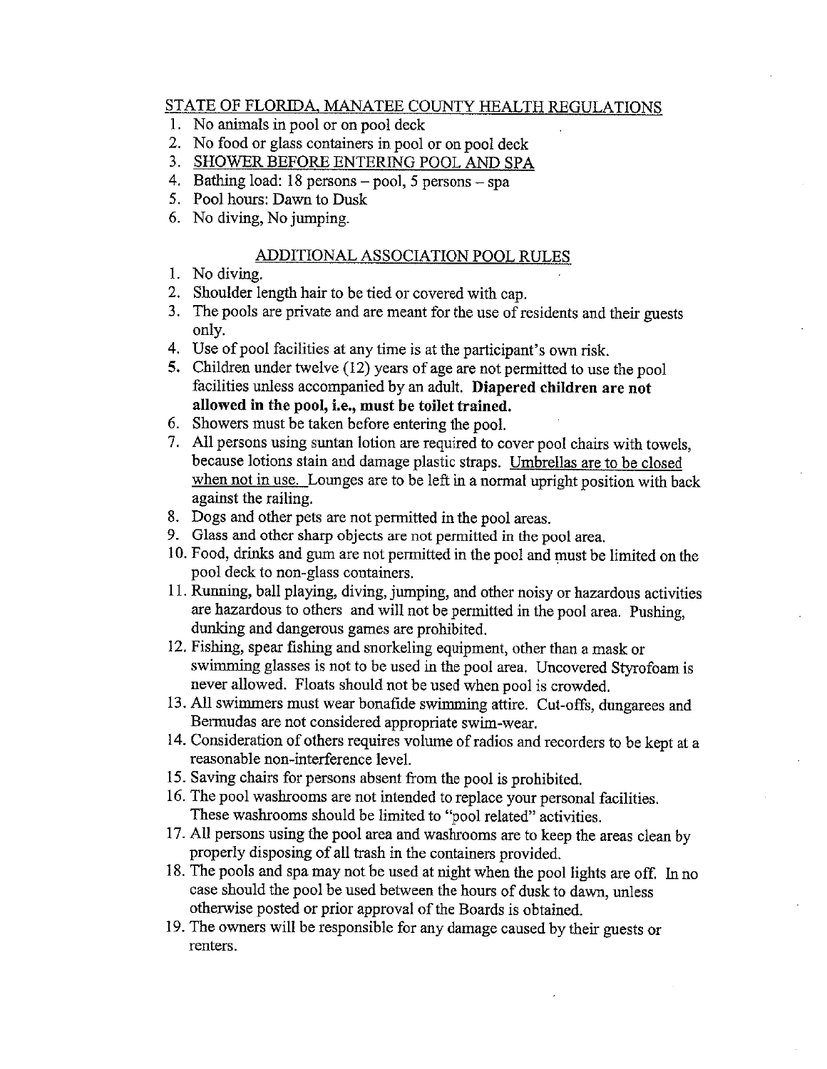## STATE OF FLORIDA, MANATEE COUNTY HEALTH REGULATIONS

1. No animals in pool or on pool deck
2. No food or glass containers in pool or on pool deck
3. SHOWER BEFORE ENTERING POOL AND SPA
4. Bathing load: 18 persons – pool, 5 persons – spa
5. Pool hours: Dawn to Dusk
6. No diving, No jumping.

## ADDITIONAL ASSOCIATION POOL RULES

1. No diving.
2. Shoulder length hair to be tied or covered with cap.
3. The pools are private and are meant for the use of residents and their guests only.
4. Use of pool facilities at any time is at the participant's own risk.
5. Children under twelve (12) years of age are not permitted to use the pool facilities unless accompanied by an adult. **Diapered children are not allowed in the pool, i.e., must be toilet trained.**
6. Showers must be taken before entering the pool.
7. All persons using suntan lotion are required to cover pool chairs with towels, because lotions stain and damage plastic straps. Umbrellas are to be closed when not in use. Lounges are to be left in a normal upright position with back against the railing.
8. Dogs and other pets are not permitted in the pool areas.
9. Glass and other sharp objects are not permitted in the pool area.
10. Food, drinks and gum are not permitted in the pool and must be limited on the pool deck to non-glass containers.
11. Running, ball playing, diving, jumping, and other noisy or hazardous activities are hazardous to others and will not be permitted in the pool area. Pushing, dunking and dangerous games are prohibited.
12. Fishing, spear fishing and snorkeling equipment, other than a mask or swimming glasses is not to be used in the pool area. Uncovered Styrofoam is never allowed. Floats should not be used when pool is crowded.
13. All swimmers must wear bonafide swimming attire. Cut-offs, dungarees and Bermudas are not considered appropriate swim-wear.
14. Consideration of others requires volume of radios and recorders to be kept at a reasonable non-interference level.
15. Saving chairs for persons absent from the pool is prohibited.
16. The pool washrooms are not intended to replace your personal facilities. These washrooms should be limited to "pool related" activities.
17. All persons using the pool area and washrooms are to keep the areas clean by properly disposing of all trash in the containers provided.
18. The pools and spa may not be used at night when the pool lights are off. In no case should the pool be used between the hours of dusk to dawn, unless otherwise posted or prior approval of the Boards is obtained.
19. The owners will be responsible for any damage caused by their guests or renters.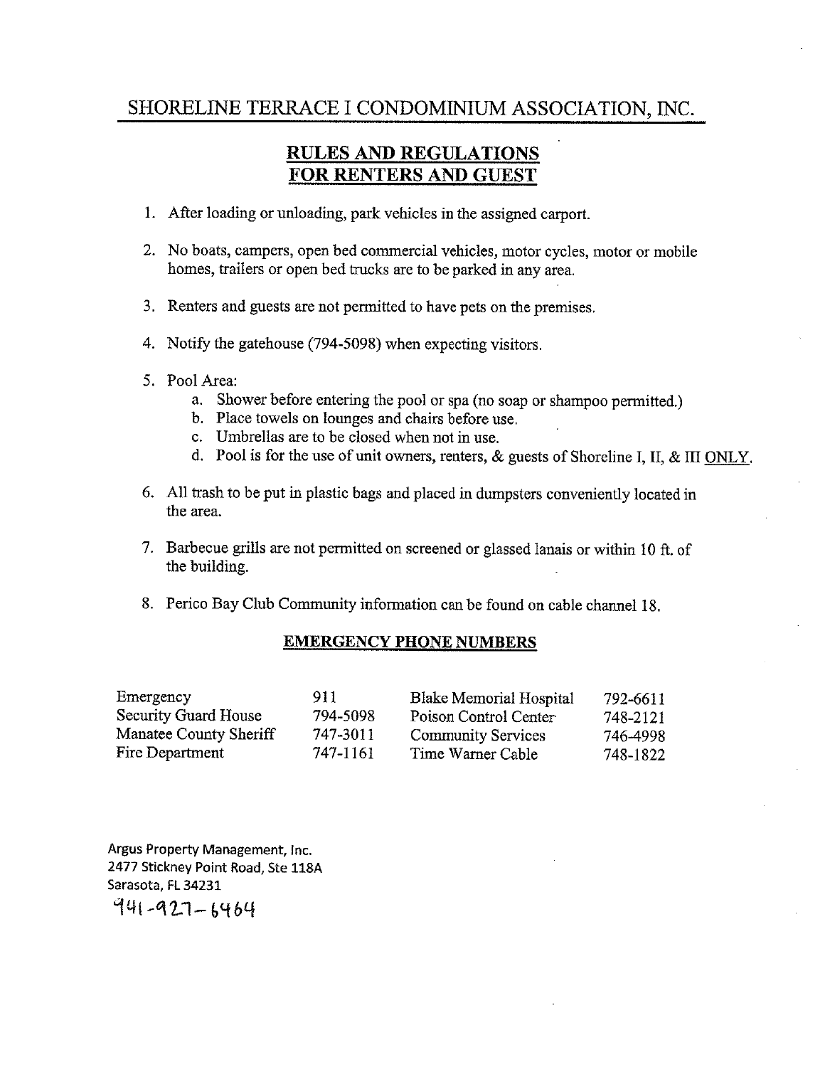# SHORELINE TERRACE I CONDOMINIUM ASSOCIATION, INC.

## RULES AND REGULATIONS FOR RENTERS AND GUEST

1. After loading or unloading, park vehicles in the assigned carport.
2. No boats, campers, open bed commercial vehicles, motor cycles, motor or mobile homes, trailers or open bed trucks are to be parked in any area.
3. Renters and guests are not permitted to have pets on the premises.
4. Notify the gatehouse (794-5098) when expecting visitors.
5. Pool Area:
    a. Shower before entering the pool or spa (no soap or shampoo permitted.)
    b. Place towels on lounges and chairs before use.
    c. Umbrellas are to be closed when not in use.
    d. Pool is for the use of unit owners, renters, & guests of Shoreline I, II, & III ONLY.
6. All trash to be put in plastic bags and placed in dumpsters conveniently located in the area.
7. Barbecue grills are not permitted on screened or glassed lanais or within 10 ft. of the building.
8. Perico Bay Club Community information can be found on cable channel 18.

## EMERGENCY PHONE NUMBERS

| | | | |
|---|---|---|---|
| Emergency | 911 | Blake Memorial Hospital | 792-6611 |
| Security Guard House | 794-5098 | Poison Control Center | 748-2121 |
| Manatee County Sheriff | 747-3011 | Community Services | 746-4998 |
| Fire Department | 747-1161 | Time Warner Cable | 748-1822 |

Argus Property Management, Inc.
2477 Stickney Point Road, Ste 118A
Sarasota, FL 34231
941-927-6464